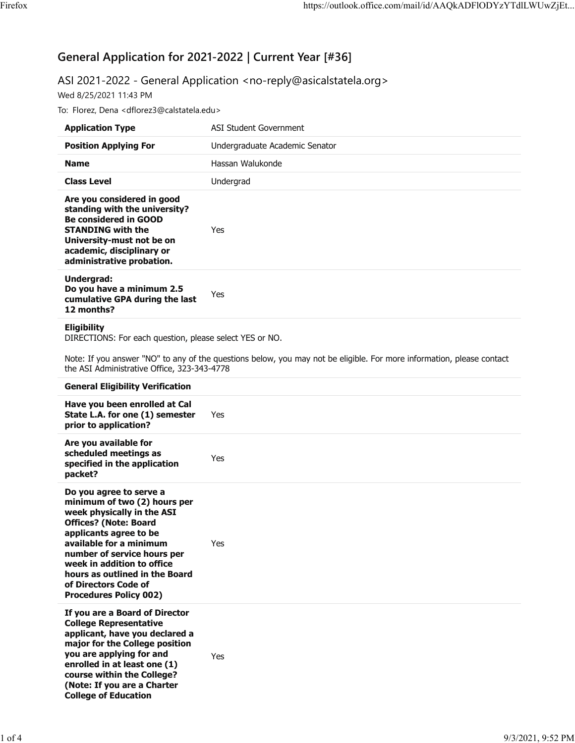# General Application for 2021-2022 | Current Year [#36]

## ASI 2021-2022 - General Application <no-reply@asicalstatela.org>

Wed 8/25/2021 11:43 PM

To: Florez, Dena <dflorez3@calstatela.edu>

| | |
|---|---|
| **Application Type** | ASI Student Government |
| **Position Applying For** | Undergraduate Academic Senator |
| **Name** | Hassan Walukonde |
| **Class Level** | Undergrad |
| **Are you considered in good standing with the university? Be considered in GOOD STANDING with the University-must not be on academic, disciplinary or administrative probation.** | Yes |
| **Undergrad: Do you have a minimum 2.5 cumulative GPA during the last 12 months?** | Yes |

**Eligibility**

DIRECTIONS: For each question, please select YES or NO.

Note: If you answer "NO" to any of the questions below, you may not be eligible. For more information, please contact the ASI Administrative Office, 323-343-4778

| | |
|---|---|
| **General Eligibility Verification** | |
| **Have you been enrolled at Cal State L.A. for one (1) semester prior to application?** | Yes |
| **Are you available for scheduled meetings as specified in the application packet?** | Yes |
| **Do you agree to serve a minimum of two (2) hours per week physically in the ASI Offices? (Note: Board applicants agree to be available for a minimum number of service hours per week in addition to office hours as outlined in the Board of Directors Code of Procedures Policy 002)** | Yes |
| **If you are a Board of Director College Representative applicant, have you declared a major for the College position you are applying for and enrolled in at least one (1) course within the College? (Note: If you are a Charter College of Education** | Yes |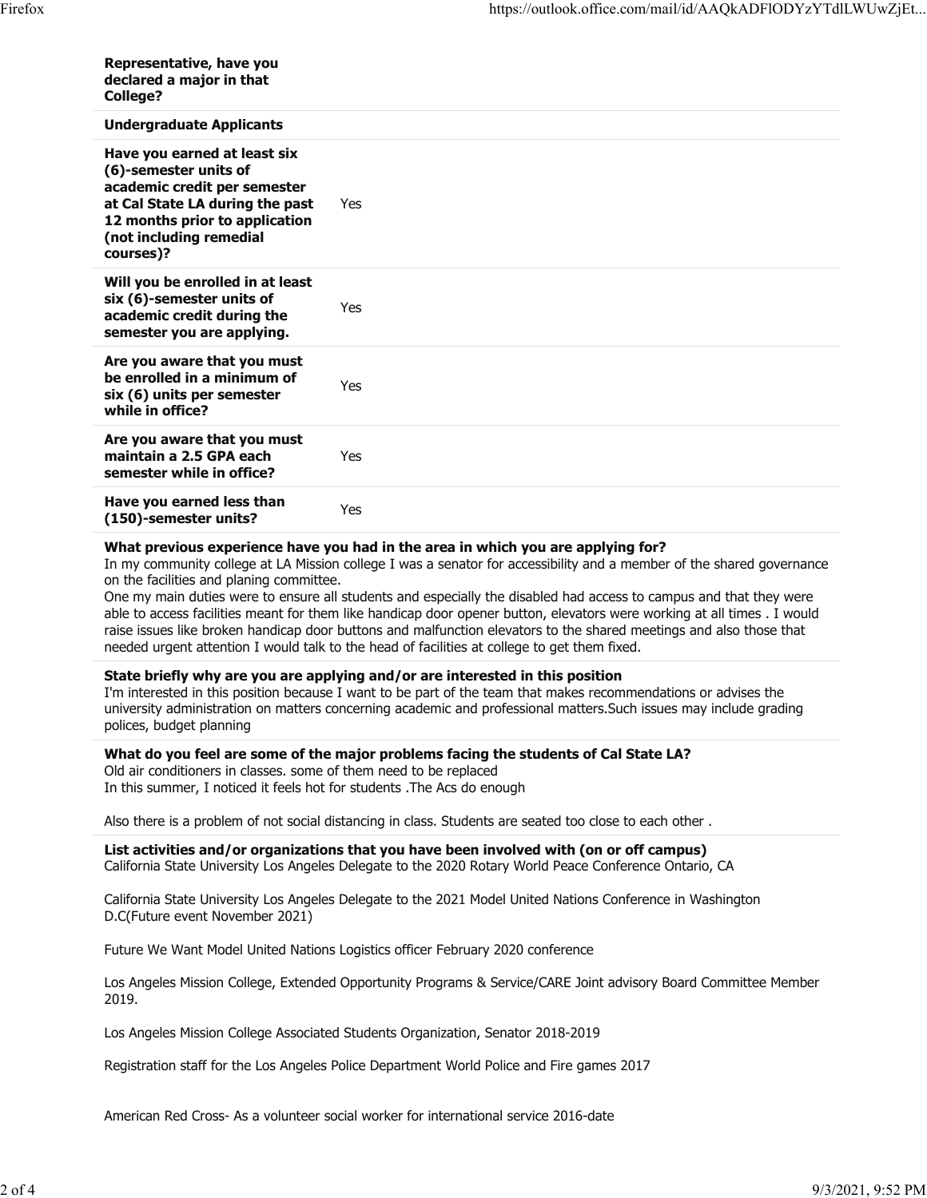| | |
|---|---|
| **Representative, have you declared a major in that College?** | |
| **Undergraduate Applicants** | |
| **Have you earned at least six (6)-semester units of academic credit per semester at Cal State LA during the past 12 months prior to application (not including remedial courses)?** | Yes |
| **Will you be enrolled in at least six (6)-semester units of academic credit during the semester you are applying.** | Yes |
| **Are you aware that you must be enrolled in a minimum of six (6) units per semester while in office?** | Yes |
| **Are you aware that you must maintain a 2.5 GPA each semester while in office?** | Yes |
| **Have you earned less than (150)-semester units?** | Yes |

**What previous experience have you had in the area in which you are applying for?**
In my community college at LA Mission college I was a senator for accessibility and a member of the shared governance on the facilities and planing committee.
One my main duties were to ensure all students and especially the disabled had access to campus and that they were able to access facilities meant for them like handicap door opener button, elevators were working at all times . I would raise issues like broken handicap door buttons and malfunction elevators to the shared meetings and also those that needed urgent attention I would talk to the head of facilities at college to get them fixed.

**State briefly why are you are applying and/or are interested in this position**
I'm interested in this position because I want to be part of the team that makes recommendations or advises the university administration on matters concerning academic and professional matters.Such issues may include grading polices, budget planning

**What do you feel are some of the major problems facing the students of Cal State LA?**
Old air conditioners in classes. some of them need to be replaced
In this summer, I noticed it feels hot for students .The Acs do enough

Also there is a problem of not social distancing in class. Students are seated too close to each other .

**List activities and/or organizations that you have been involved with (on or off campus)**
California State University Los Angeles Delegate to the 2020 Rotary World Peace Conference Ontario, CA

California State University Los Angeles Delegate to the 2021 Model United Nations Conference in Washington D.C(Future event November 2021)

Future We Want Model United Nations Logistics officer February 2020 conference

Los Angeles Mission College, Extended Opportunity Programs & Service/CARE Joint advisory Board Committee Member 2019.

Los Angeles Mission College Associated Students Organization, Senator 2018-2019

Registration staff for the Los Angeles Police Department World Police and Fire games 2017

American Red Cross- As a volunteer social worker for international service 2016-date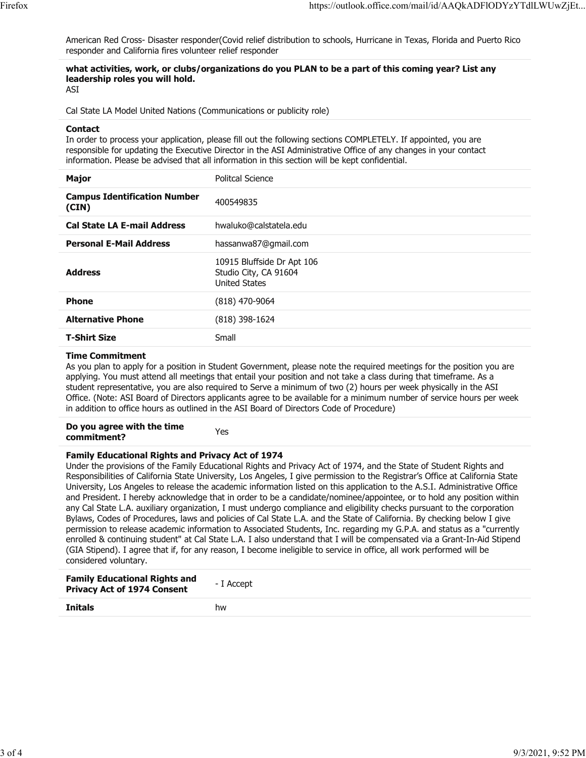American Red Cross- Disaster responder(Covid relief distribution to schools, Hurricane in Texas, Florida and Puerto Rico responder and California fires volunteer relief responder

**what activities, work, or clubs/organizations do you PLAN to be a part of this coming year? List any leadership roles you will hold.**
ASI

Cal State LA Model United Nations (Communications or publicity role)

**Contact**
In order to process your application, please fill out the following sections COMPLETELY. If appointed, you are responsible for updating the Executive Director in the ASI Administrative Office of any changes in your contact information. Please be advised that all information in this section will be kept confidential.

| | |
|---|---|
| **Major** | Politcal Science |
| **Campus Identification Number (CIN)** | 400549835 |
| **Cal State LA E-mail Address** | hwaluko@calstatela.edu |
| **Personal E-Mail Address** | hassanwa87@gmail.com |
| **Address** | 10915 Bluffside Dr Apt 106<br>Studio City, CA 91604<br>United States |
| **Phone** | (818) 470-9064 |
| **Alternative Phone** | (818) 398-1624 |
| **T-Shirt Size** | Small |

**Time Commitment**
As you plan to apply for a position in Student Government, please note the required meetings for the position you are applying. You must attend all meetings that entail your position and not take a class during that timeframe. As a student representative, you are also required to Serve a minimum of two (2) hours per week physically in the ASI Office. (Note: ASI Board of Directors applicants agree to be available for a minimum number of service hours per week in addition to office hours as outlined in the ASI Board of Directors Code of Procedure)

| | |
|---|---|
| **Do you agree with the time commitment?** | Yes |

**Family Educational Rights and Privacy Act of 1974**
Under the provisions of the Family Educational Rights and Privacy Act of 1974, and the State of Student Rights and Responsibilities of California State University, Los Angeles, I give permission to the Registrar's Office at California State University, Los Angeles to release the academic information listed on this application to the A.S.I. Administrative Office and President. I hereby acknowledge that in order to be a candidate/nominee/appointee, or to hold any position within any Cal State L.A. auxiliary organization, I must undergo compliance and eligibility checks pursuant to the corporation Bylaws, Codes of Procedures, laws and policies of Cal State L.A. and the State of California. By checking below I give permission to release academic information to Associated Students, Inc. regarding my G.P.A. and status as a "currently enrolled & continuing student" at Cal State L.A. I also understand that I will be compensated via a Grant-In-Aid Stipend (GIA Stipend). I agree that if, for any reason, I become ineligible to service in office, all work performed will be considered voluntary.

| | |
|---|---|
| **Family Educational Rights and Privacy Act of 1974 Consent** | - I Accept |
| **Initals** | hw |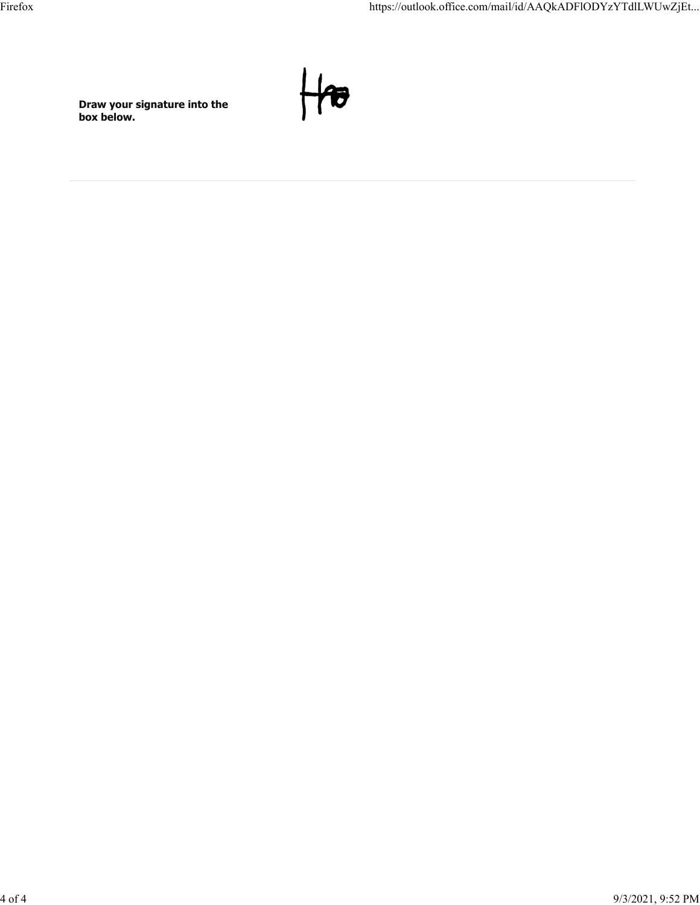**Draw your signature into the box below.**

---